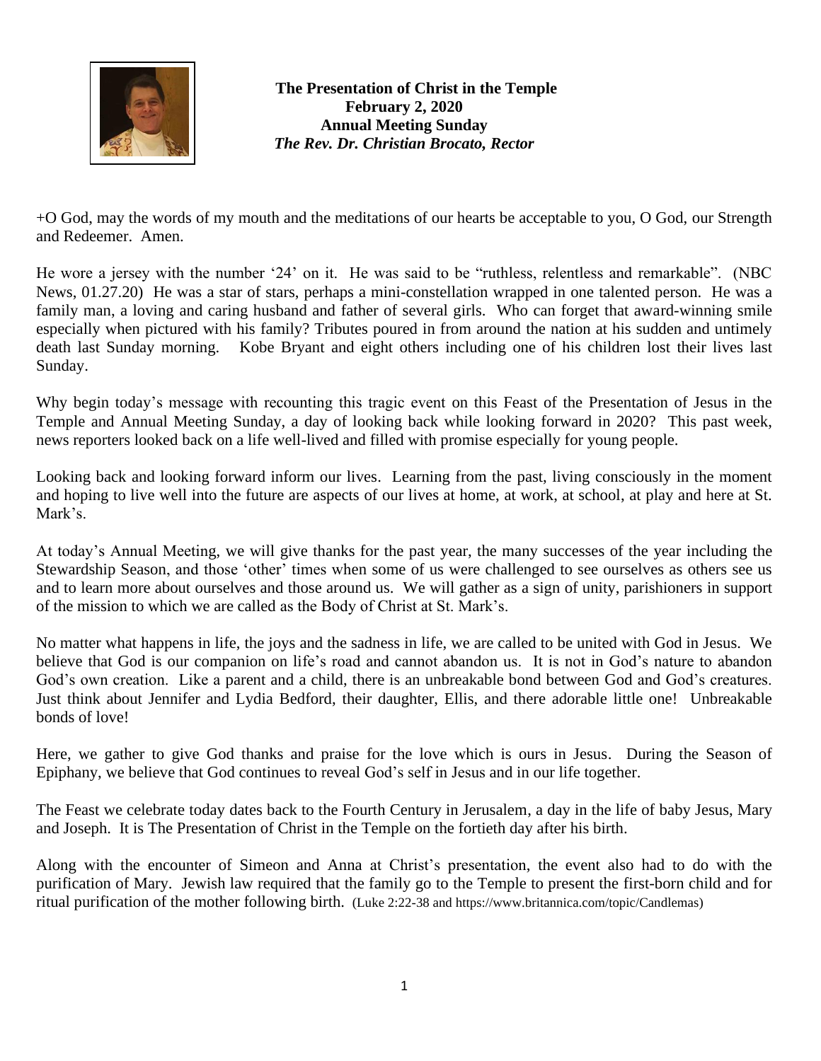**The Presentation of Christ in the Temple**
**February 2, 2020**
**Annual Meeting Sunday**
***The Rev. Dr. Christian Brocato, Rector***

+O God, may the words of my mouth and the meditations of our hearts be acceptable to you, O God, our Strength and Redeemer. Amen.

He wore a jersey with the number '24' on it. He was said to be "ruthless, relentless and remarkable". (NBC News, 01.27.20) He was a star of stars, perhaps a mini-constellation wrapped in one talented person. He was a family man, a loving and caring husband and father of several girls. Who can forget that award-winning smile especially when pictured with his family? Tributes poured in from around the nation at his sudden and untimely death last Sunday morning. Kobe Bryant and eight others including one of his children lost their lives last Sunday.

Why begin today's message with recounting this tragic event on this Feast of the Presentation of Jesus in the Temple and Annual Meeting Sunday, a day of looking back while looking forward in 2020? This past week, news reporters looked back on a life well-lived and filled with promise especially for young people.

Looking back and looking forward inform our lives. Learning from the past, living consciously in the moment and hoping to live well into the future are aspects of our lives at home, at work, at school, at play and here at St. Mark's.

At today's Annual Meeting, we will give thanks for the past year, the many successes of the year including the Stewardship Season, and those 'other' times when some of us were challenged to see ourselves as others see us and to learn more about ourselves and those around us. We will gather as a sign of unity, parishioners in support of the mission to which we are called as the Body of Christ at St. Mark's.

No matter what happens in life, the joys and the sadness in life, we are called to be united with God in Jesus. We believe that God is our companion on life's road and cannot abandon us. It is not in God's nature to abandon God's own creation. Like a parent and a child, there is an unbreakable bond between God and God's creatures. Just think about Jennifer and Lydia Bedford, their daughter, Ellis, and there adorable little one! Unbreakable bonds of love!

Here, we gather to give God thanks and praise for the love which is ours in Jesus. During the Season of Epiphany, we believe that God continues to reveal God's self in Jesus and in our life together.

The Feast we celebrate today dates back to the Fourth Century in Jerusalem, a day in the life of baby Jesus, Mary and Joseph. It is The Presentation of Christ in the Temple on the fortieth day after his birth.

Along with the encounter of Simeon and Anna at Christ's presentation, the event also had to do with the purification of Mary. Jewish law required that the family go to the Temple to present the first-born child and for ritual purification of the mother following birth. (Luke 2:22-38 and https://www.britannica.com/topic/Candlemas)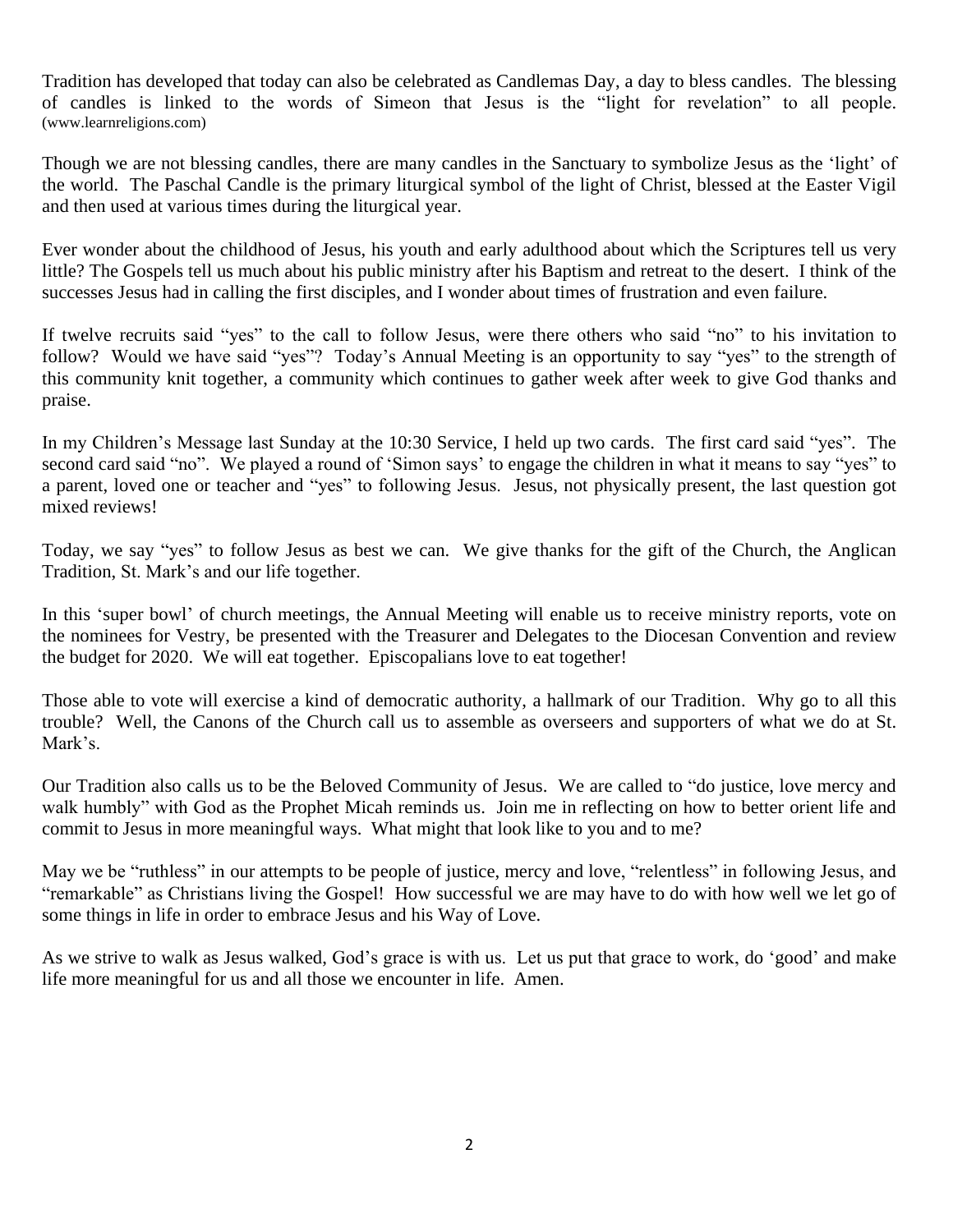Tradition has developed that today can also be celebrated as Candlemas Day, a day to bless candles. The blessing of candles is linked to the words of Simeon that Jesus is the "light for revelation" to all people. (www.learnreligions.com)

Though we are not blessing candles, there are many candles in the Sanctuary to symbolize Jesus as the 'light' of the world. The Paschal Candle is the primary liturgical symbol of the light of Christ, blessed at the Easter Vigil and then used at various times during the liturgical year.

Ever wonder about the childhood of Jesus, his youth and early adulthood about which the Scriptures tell us very little? The Gospels tell us much about his public ministry after his Baptism and retreat to the desert. I think of the successes Jesus had in calling the first disciples, and I wonder about times of frustration and even failure.

If twelve recruits said "yes" to the call to follow Jesus, were there others who said "no" to his invitation to follow? Would we have said "yes"? Today's Annual Meeting is an opportunity to say "yes" to the strength of this community knit together, a community which continues to gather week after week to give God thanks and praise.

In my Children's Message last Sunday at the 10:30 Service, I held up two cards. The first card said "yes". The second card said "no". We played a round of 'Simon says' to engage the children in what it means to say "yes" to a parent, loved one or teacher and "yes" to following Jesus. Jesus, not physically present, the last question got mixed reviews!

Today, we say "yes" to follow Jesus as best we can. We give thanks for the gift of the Church, the Anglican Tradition, St. Mark's and our life together.

In this 'super bowl' of church meetings, the Annual Meeting will enable us to receive ministry reports, vote on the nominees for Vestry, be presented with the Treasurer and Delegates to the Diocesan Convention and review the budget for 2020. We will eat together. Episcopalians love to eat together!

Those able to vote will exercise a kind of democratic authority, a hallmark of our Tradition. Why go to all this trouble? Well, the Canons of the Church call us to assemble as overseers and supporters of what we do at St. Mark's.

Our Tradition also calls us to be the Beloved Community of Jesus. We are called to "do justice, love mercy and walk humbly" with God as the Prophet Micah reminds us. Join me in reflecting on how to better orient life and commit to Jesus in more meaningful ways. What might that look like to you and to me?

May we be "ruthless" in our attempts to be people of justice, mercy and love, "relentless" in following Jesus, and "remarkable" as Christians living the Gospel! How successful we are may have to do with how well we let go of some things in life in order to embrace Jesus and his Way of Love.

As we strive to walk as Jesus walked, God's grace is with us. Let us put that grace to work, do 'good' and make life more meaningful for us and all those we encounter in life. Amen.